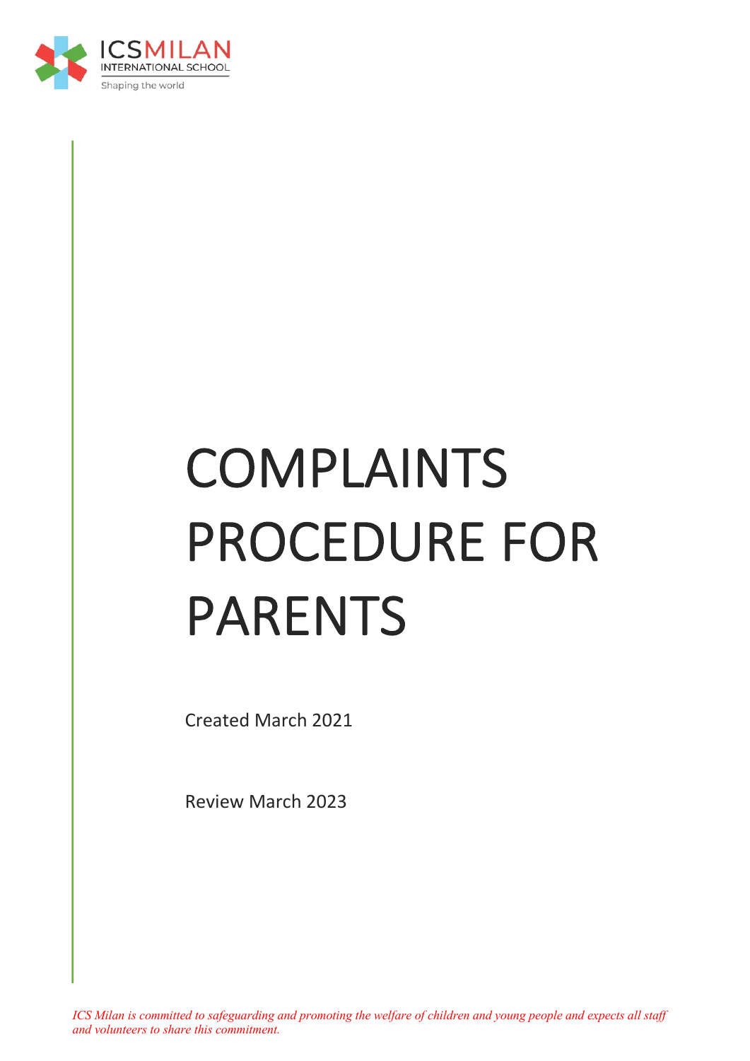ICSMILAN
INTERNATIONAL SCHOOL
Shaping the world

# COMPLAINTS PROCEDURE FOR PARENTS

Created March 2021

Review March 2023

*ICS Milan is committed to safeguarding and promoting the welfare of children and young people and expects all staff and volunteers to share this commitment.*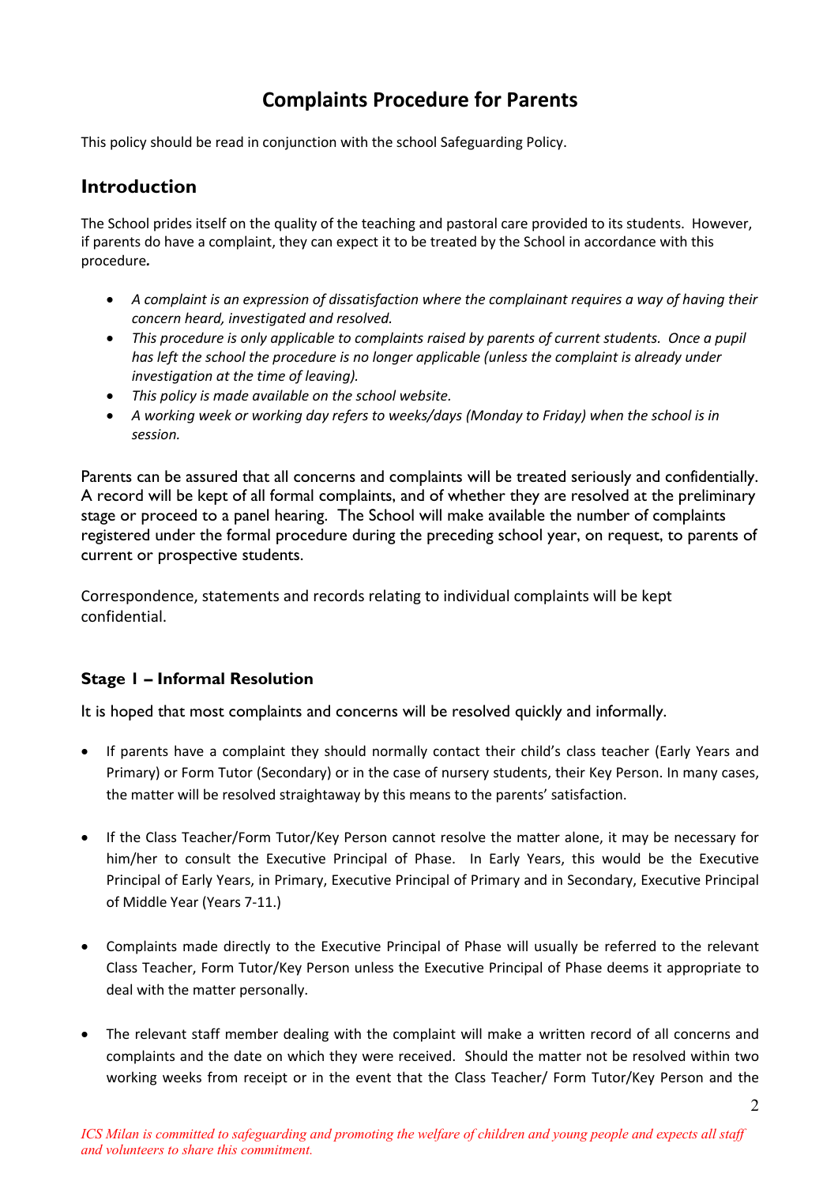# Complaints Procedure for Parents

This policy should be read in conjunction with the school Safeguarding Policy.

## Introduction

The School prides itself on the quality of the teaching and pastoral care provided to its students. However, if parents do have a complaint, they can expect it to be treated by the School in accordance with this procedure**.**

- *A complaint is an expression of dissatisfaction where the complainant requires a way of having their concern heard, investigated and resolved.*
- *This procedure is only applicable to complaints raised by parents of current students. Once a pupil has left the school the procedure is no longer applicable (unless the complaint is already under investigation at the time of leaving).*
- *This policy is made available on the school website.*
- *A working week or working day refers to weeks/days (Monday to Friday) when the school is in session.*

Parents can be assured that all concerns and complaints will be treated seriously and confidentially. A record will be kept of all formal complaints, and of whether they are resolved at the preliminary stage or proceed to a panel hearing. The School will make available the number of complaints registered under the formal procedure during the preceding school year, on request, to parents of current or prospective students.

Correspondence, statements and records relating to individual complaints will be kept confidential.

### Stage I – Informal Resolution

It is hoped that most complaints and concerns will be resolved quickly and informally.

- If parents have a complaint they should normally contact their child's class teacher (Early Years and Primary) or Form Tutor (Secondary) or in the case of nursery students, their Key Person. In many cases, the matter will be resolved straightaway by this means to the parents' satisfaction.

- If the Class Teacher/Form Tutor/Key Person cannot resolve the matter alone, it may be necessary for him/her to consult the Executive Principal of Phase. In Early Years, this would be the Executive Principal of Early Years, in Primary, Executive Principal of Primary and in Secondary, Executive Principal of Middle Year (Years 7-11.)

- Complaints made directly to the Executive Principal of Phase will usually be referred to the relevant Class Teacher, Form Tutor/Key Person unless the Executive Principal of Phase deems it appropriate to deal with the matter personally.

- The relevant staff member dealing with the complaint will make a written record of all concerns and complaints and the date on which they were received. Should the matter not be resolved within two working weeks from receipt or in the event that the Class Teacher/ Form Tutor/Key Person and the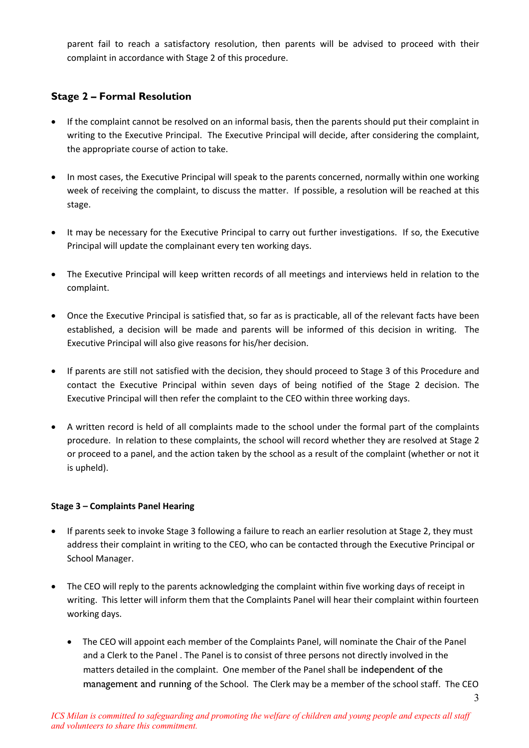parent fail to reach a satisfactory resolution, then parents will be advised to proceed with their complaint in accordance with Stage 2 of this procedure.

## Stage 2 – Formal Resolution

- If the complaint cannot be resolved on an informal basis, then the parents should put their complaint in writing to the Executive Principal. The Executive Principal will decide, after considering the complaint, the appropriate course of action to take.

- In most cases, the Executive Principal will speak to the parents concerned, normally within one working week of receiving the complaint, to discuss the matter. If possible, a resolution will be reached at this stage.

- It may be necessary for the Executive Principal to carry out further investigations. If so, the Executive Principal will update the complainant every ten working days.

- The Executive Principal will keep written records of all meetings and interviews held in relation to the complaint.

- Once the Executive Principal is satisfied that, so far as is practicable, all of the relevant facts have been established, a decision will be made and parents will be informed of this decision in writing. The Executive Principal will also give reasons for his/her decision.

- If parents are still not satisfied with the decision, they should proceed to Stage 3 of this Procedure and contact the Executive Principal within seven days of being notified of the Stage 2 decision. The Executive Principal will then refer the complaint to the CEO within three working days.

- A written record is held of all complaints made to the school under the formal part of the complaints procedure. In relation to these complaints, the school will record whether they are resolved at Stage 2 or proceed to a panel, and the action taken by the school as a result of the complaint (whether or not it is upheld).

#### Stage 3 – Complaints Panel Hearing

- If parents seek to invoke Stage 3 following a failure to reach an earlier resolution at Stage 2, they must address their complaint in writing to the CEO, who can be contacted through the Executive Principal or School Manager.

- The CEO will reply to the parents acknowledging the complaint within five working days of receipt in writing. This letter will inform them that the Complaints Panel will hear their complaint within fourteen working days.

  - The CEO will appoint each member of the Complaints Panel, will nominate the Chair of the Panel and a Clerk to the Panel . The Panel is to consist of three persons not directly involved in the matters detailed in the complaint. One member of the Panel shall be independent of the management and running of the School. The Clerk may be a member of the school staff. The CEO

*ICS Milan is committed to safeguarding and promoting the welfare of children and young people and expects all staff and volunteers to share this commitment.*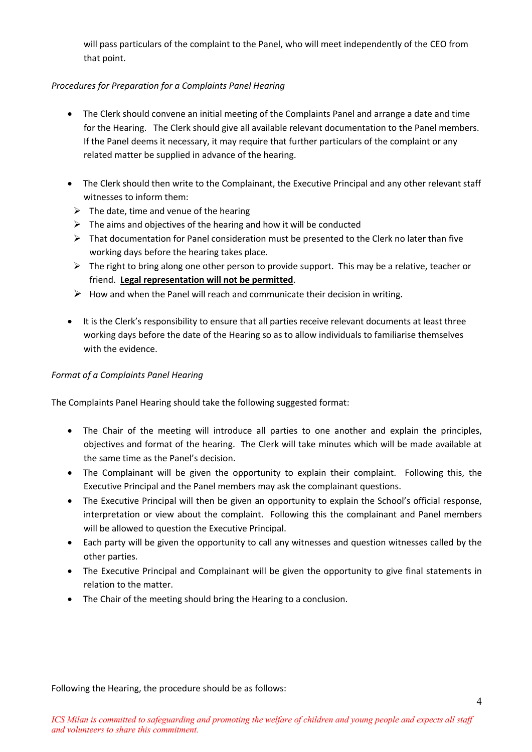will pass particulars of the complaint to the Panel, who will meet independently of the CEO from that point.

*Procedures for Preparation for a Complaints Panel Hearing*

- The Clerk should convene an initial meeting of the Complaints Panel and arrange a date and time for the Hearing. The Clerk should give all available relevant documentation to the Panel members. If the Panel deems it necessary, it may require that further particulars of the complaint or any related matter be supplied in advance of the hearing.

- The Clerk should then write to the Complainant, the Executive Principal and any other relevant staff witnesses to inform them:
  - The date, time and venue of the hearing
  - The aims and objectives of the hearing and how it will be conducted
  - That documentation for Panel consideration must be presented to the Clerk no later than five working days before the hearing takes place.
  - The right to bring along one other person to provide support. This may be a relative, teacher or friend. <u>**Legal representation will not be permitted**</u>.
  - How and when the Panel will reach and communicate their decision in writing.

- It is the Clerk's responsibility to ensure that all parties receive relevant documents at least three working days before the date of the Hearing so as to allow individuals to familiarise themselves with the evidence.

*Format of a Complaints Panel Hearing*

The Complaints Panel Hearing should take the following suggested format:

- The Chair of the meeting will introduce all parties to one another and explain the principles, objectives and format of the hearing. The Clerk will take minutes which will be made available at the same time as the Panel's decision.
- The Complainant will be given the opportunity to explain their complaint. Following this, the Executive Principal and the Panel members may ask the complainant questions.
- The Executive Principal will then be given an opportunity to explain the School's official response, interpretation or view about the complaint. Following this the complainant and Panel members will be allowed to question the Executive Principal.
- Each party will be given the opportunity to call any witnesses and question witnesses called by the other parties.
- The Executive Principal and Complainant will be given the opportunity to give final statements in relation to the matter.
- The Chair of the meeting should bring the Hearing to a conclusion.

Following the Hearing, the procedure should be as follows: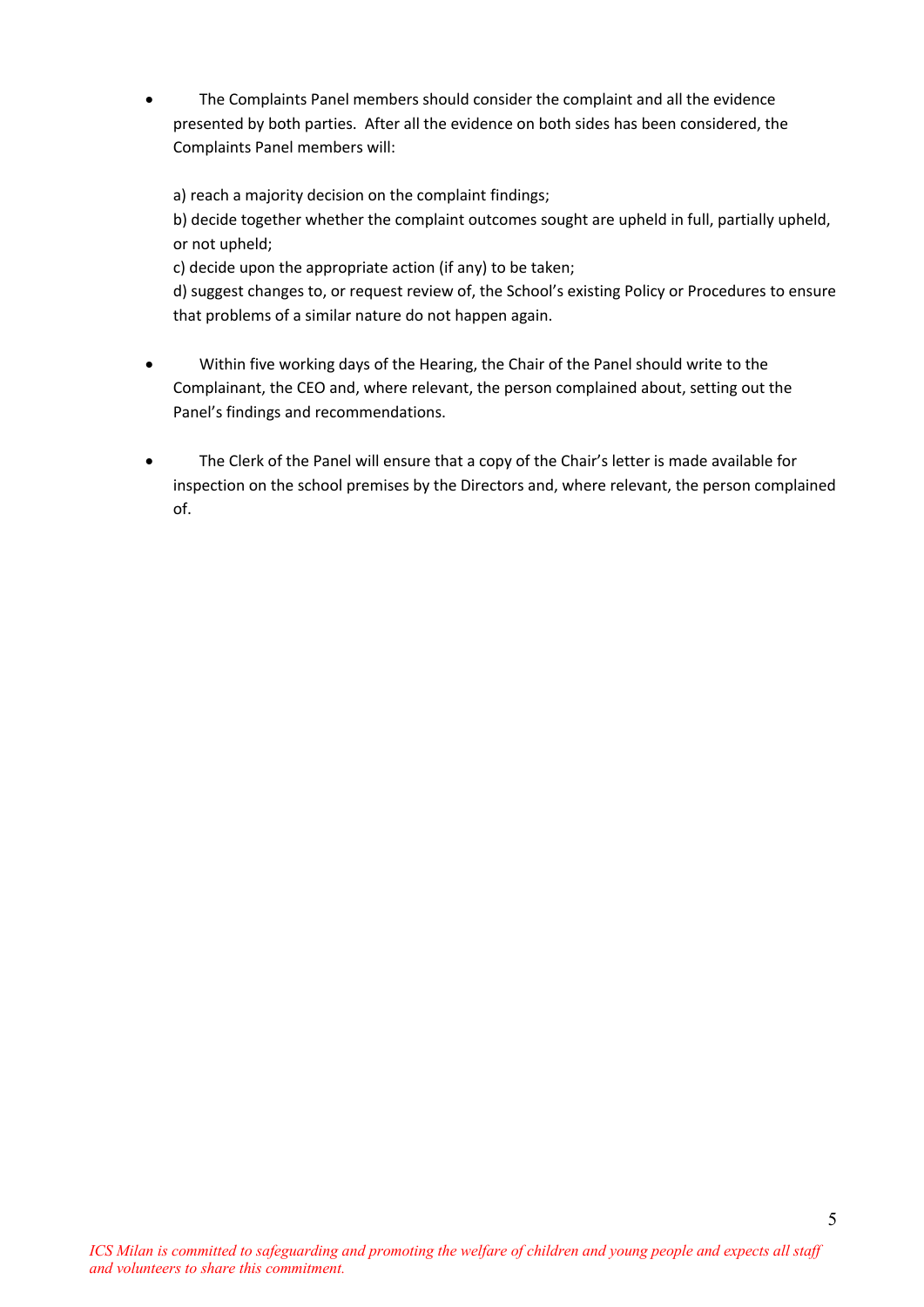- The Complaints Panel members should consider the complaint and all the evidence presented by both parties. After all the evidence on both sides has been considered, the Complaints Panel members will:

  a) reach a majority decision on the complaint findings;
  b) decide together whether the complaint outcomes sought are upheld in full, partially upheld, or not upheld;
  c) decide upon the appropriate action (if any) to be taken;
  d) suggest changes to, or request review of, the School's existing Policy or Procedures to ensure that problems of a similar nature do not happen again.

- Within five working days of the Hearing, the Chair of the Panel should write to the Complainant, the CEO and, where relevant, the person complained about, setting out the Panel's findings and recommendations.

- The Clerk of the Panel will ensure that a copy of the Chair's letter is made available for inspection on the school premises by the Directors and, where relevant, the person complained of.